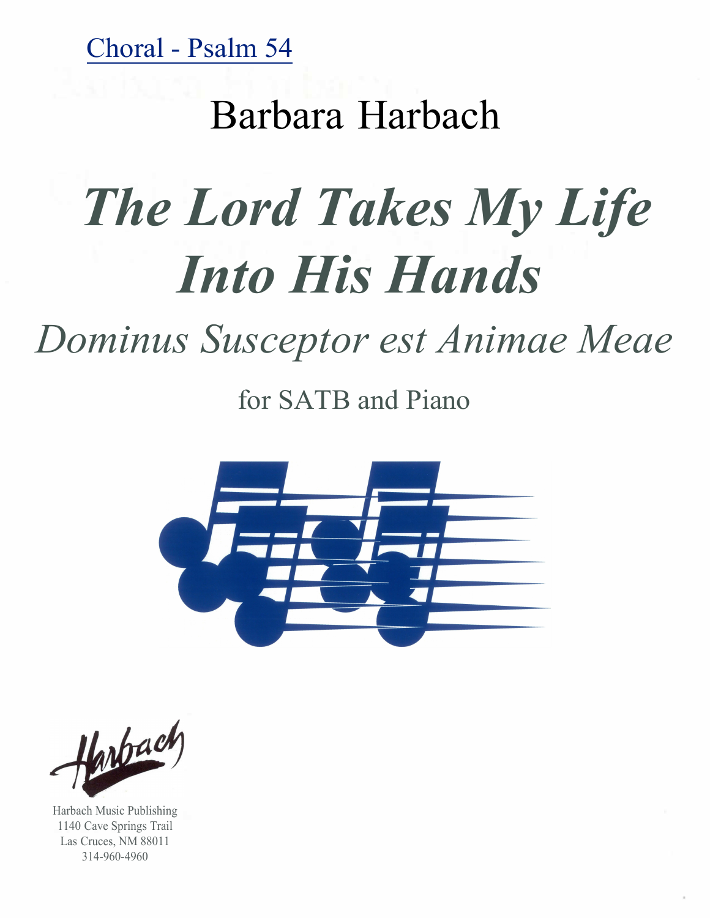Choral - Psalm 54

## Barbara Harbach

# *The Lord Takes My Life Into His Hands*

## *Dominus Susceptor est Animae Meae*

for SATB and Piano

Harbach Music Publishing
1140 Cave Springs Trail
Las Cruces, NM 88011
314-960-4960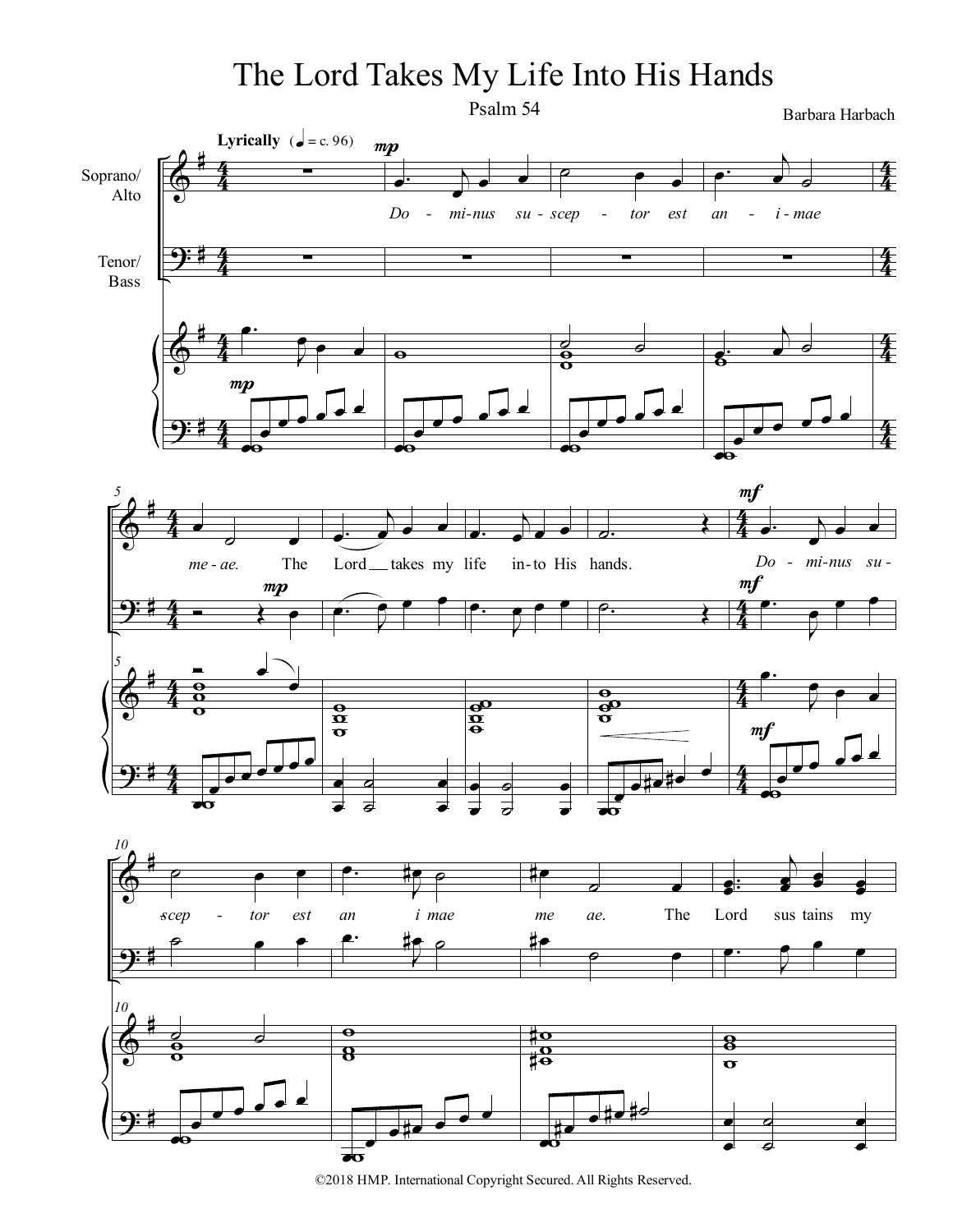# The Lord Takes My Life Into His Hands

Psalm 54

Barbara Harbach

©2018 HMP. International Copyright Secured. All Rights Reserved.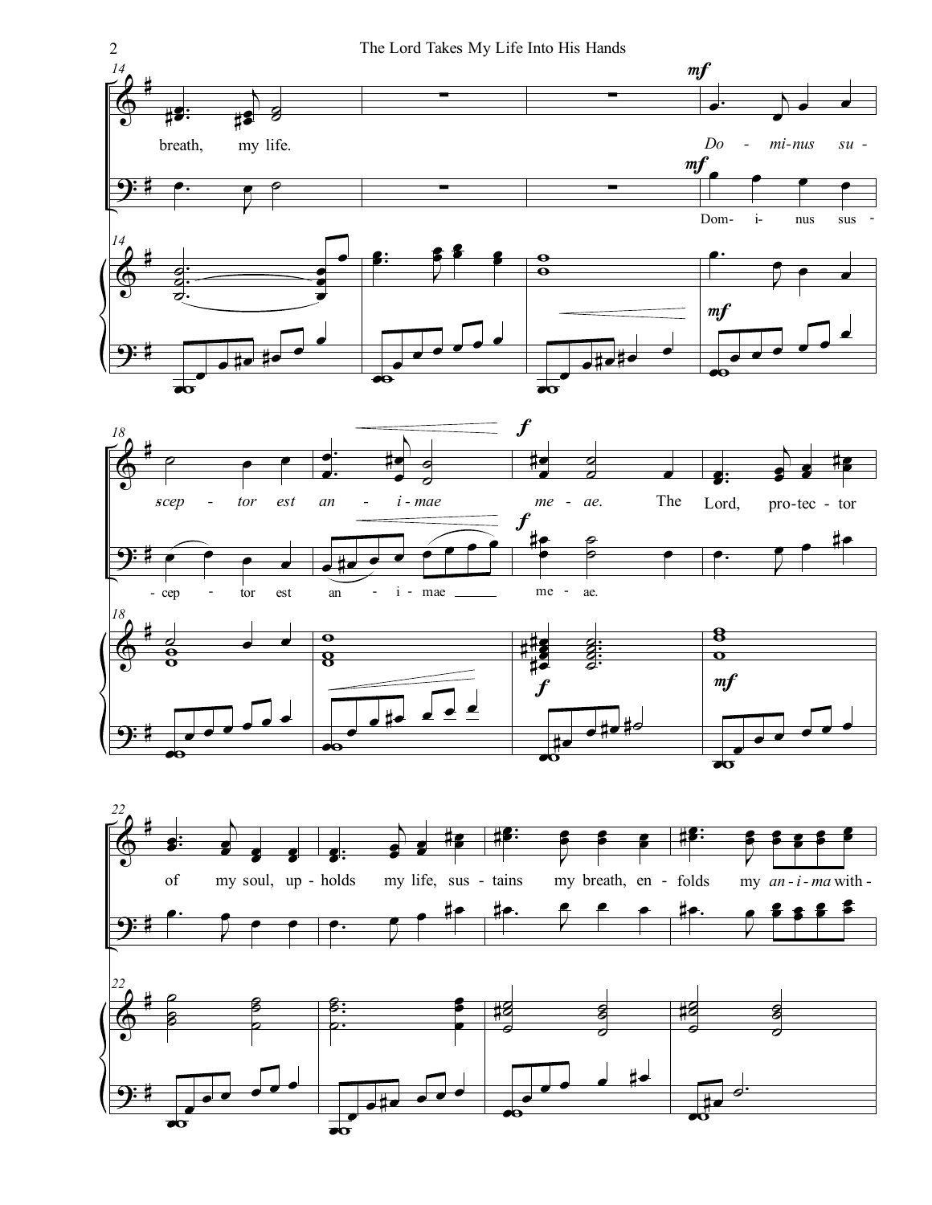breath, my life.

*Do - mi-nus su - scep - tor est an - i - mae me - ae.*

The Lord, pro-tec - tor of my soul, up - holds my life, sus - tains my breath, en - folds my *an - i - ma* with -

Dom- i- nus sus - cep - tor est an - i - mae me - ae.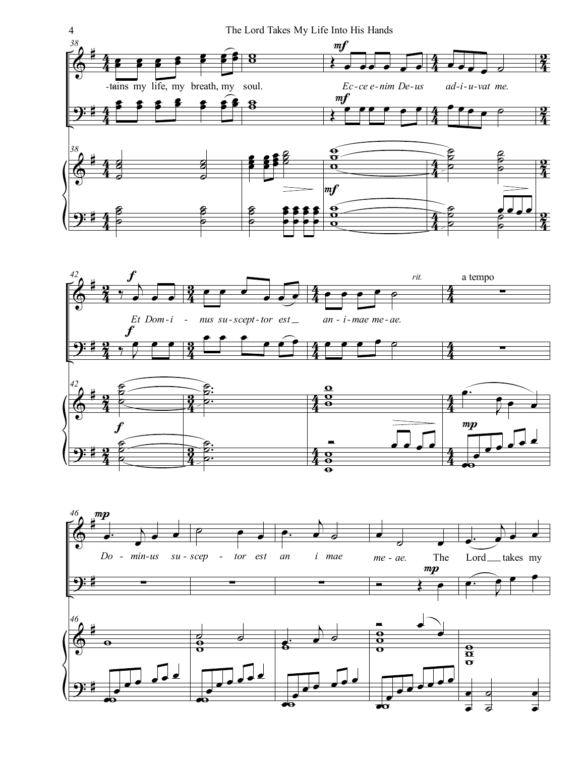-tains my life, my breath, my soul.

*Ec-ce e-nim De-us ad-i-u-vat me.*

*Et Dom-i - nus su-scept-tor est an - i-mae me-ae.*

*rit.* a tempo

*Do - min-us su-scep - tor est an i mae me - ae.* The Lord takes my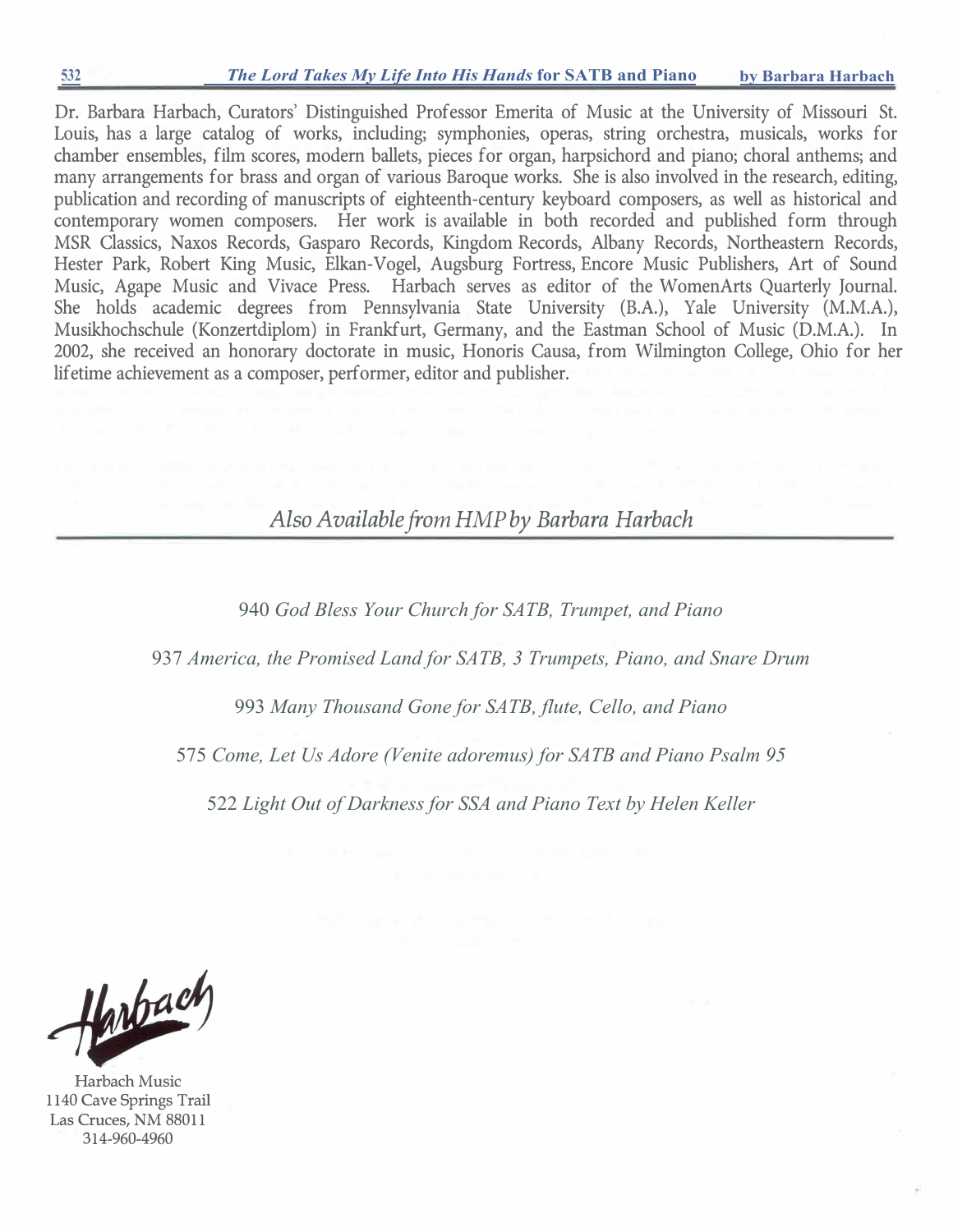Dr. Barbara Harbach, Curators' Distinguished Professor Emerita of Music at the University of Missouri St. Louis, has a large catalog of works, including; symphonies, operas, string orchestra, musicals, works for chamber ensembles, film scores, modern ballets, pieces for organ, harpsichord and piano; choral anthems; and many arrangements for brass and organ of various Baroque works. She is also involved in the research, editing, publication and recording of manuscripts of eighteenth-century keyboard composers, as well as historical and contemporary women composers. Her work is available in both recorded and published form through MSR Classics, Naxos Records, Gasparo Records, Kingdom Records, Albany Records, Northeastern Records, Hester Park, Robert King Music, Elkan-Vogel, Augsburg Fortress, Encore Music Publishers, Art of Sound Music, Agape Music and Vivace Press. Harbach serves as editor of the WomenArts Quarterly Journal. She holds academic degrees from Pennsylvania State University (B.A.), Yale University (M.M.A.), Musikhochschule (Konzertdiplom) in Frankfurt, Germany, and the Eastman School of Music (D.M.A.). In 2002, she received an honorary doctorate in music, Honoris Causa, from Wilmington College, Ohio for her lifetime achievement as a composer, performer, editor and publisher.

## *Also Available from HMP by Barbara Harbach*

940 *God Bless Your Church for SATB, Trumpet, and Piano*

937 *America, the Promised Land for SATB, 3 Trumpets, Piano, and Snare Drum*

993 *Many Thousand Gone for SATB, flute, Cello, and Piano*

575 *Come, Let Us Adore (Venite adoremus) for SATB and Piano Psalm 95*

522 *Light Out of Darkness for SSA and Piano Text by Helen Keller*

Harbach

Harbach Music
1140 Cave Springs Trail
Las Cruces, NM 88011
314-960-4960